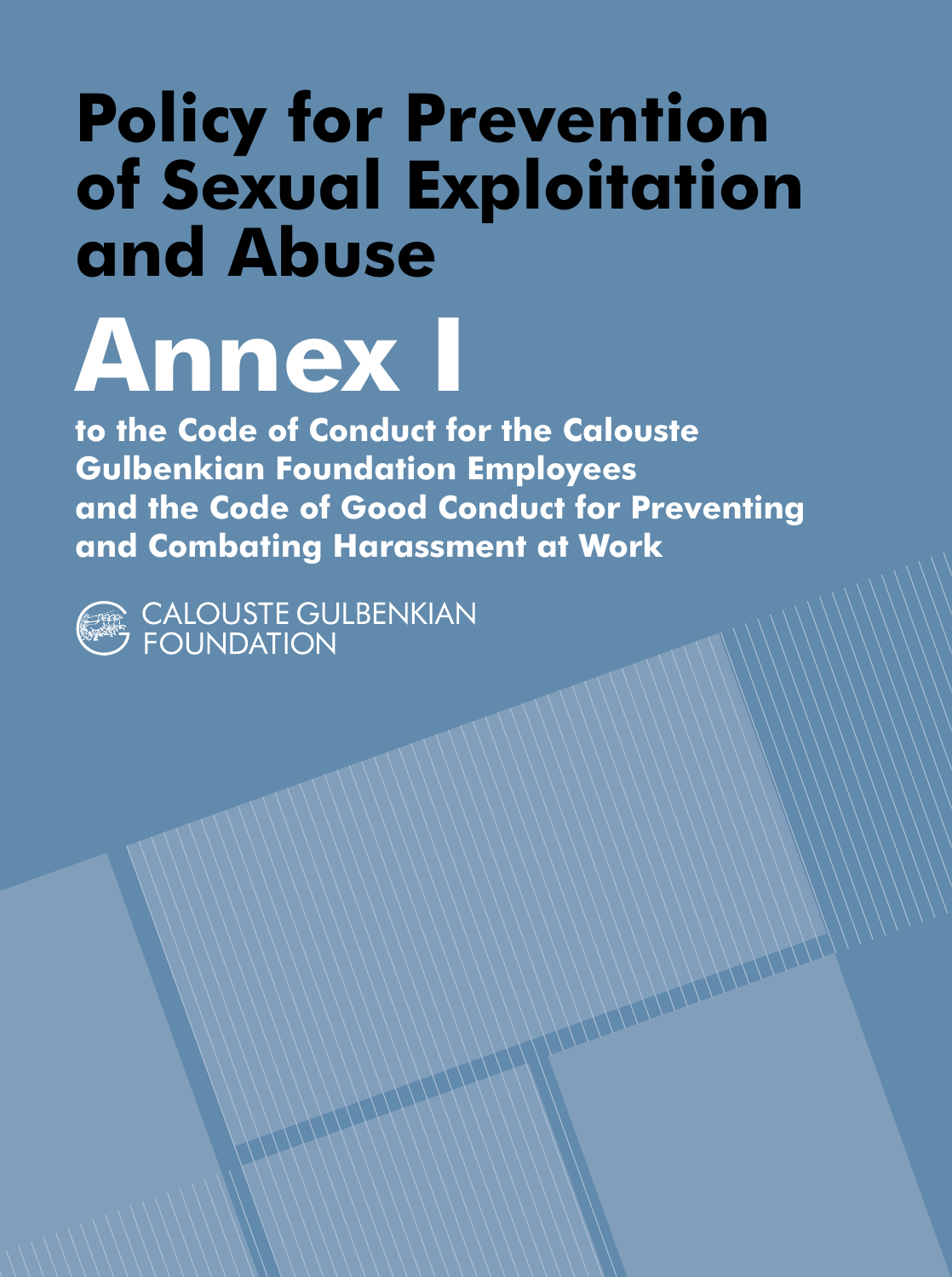# Policy for Prevention of Sexual Exploitation and Abuse

# Annex I

**to the Code of Conduct for the Calouste Gulbenkian Foundation Employees and the Code of Good Conduct for Preventing and Combating Harassment at Work**

CALOUSTE GULBENKIAN FOUNDATION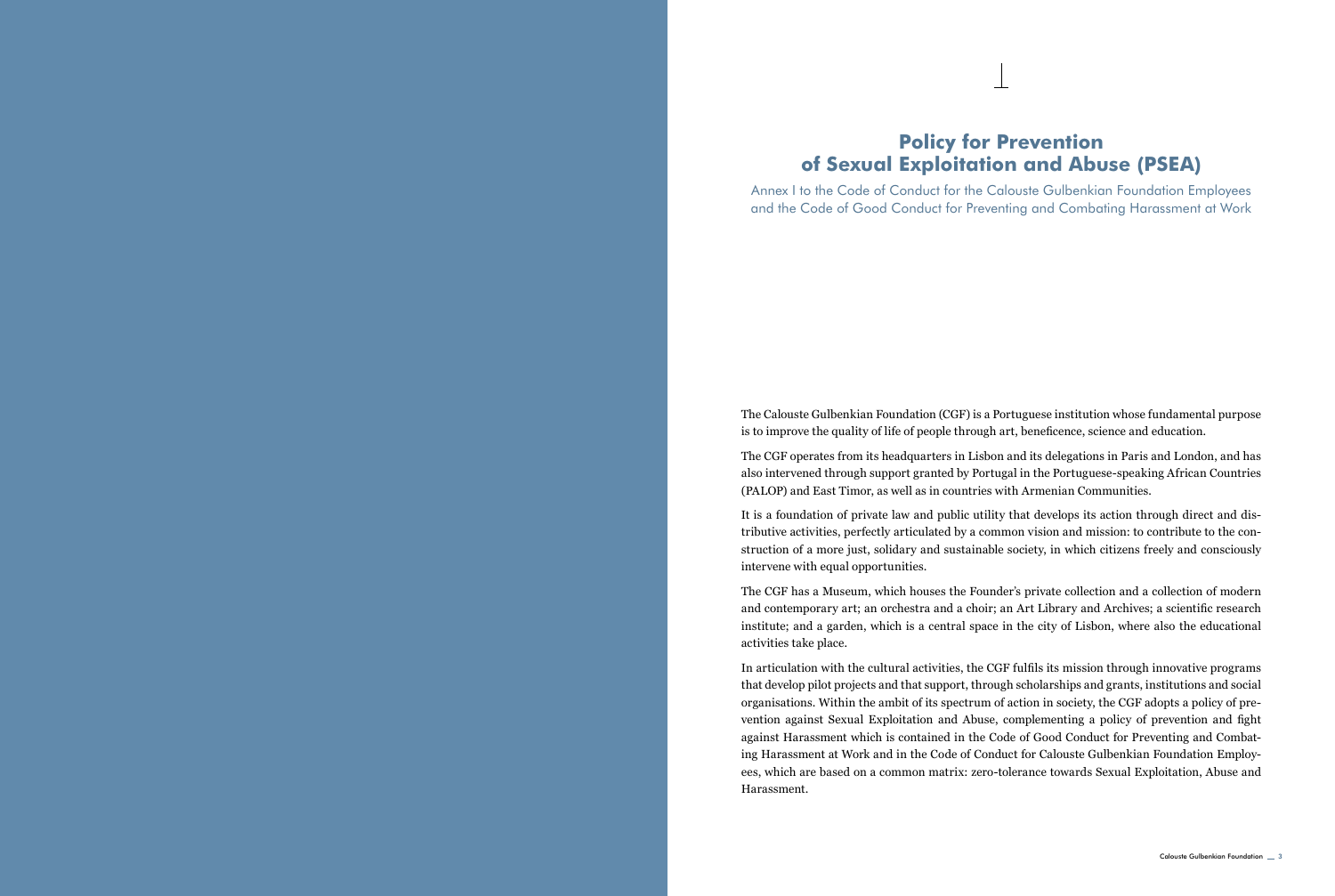# Policy for Prevention of Sexual Exploitation and Abuse (PSEA)

Annex I to the Code of Conduct for the Calouste Gulbenkian Foundation Employees and the Code of Good Conduct for Preventing and Combating Harassment at Work

The Calouste Gulbenkian Foundation (CGF) is a Portuguese institution whose fundamental purpose is to improve the quality of life of people through art, beneficence, science and education.

The CGF operates from its headquarters in Lisbon and its delegations in Paris and London, and has also intervened through support granted by Portugal in the Portuguese-speaking African Countries (PALOP) and East Timor, as well as in countries with Armenian Communities.

It is a foundation of private law and public utility that develops its action through direct and distributive activities, perfectly articulated by a common vision and mission: to contribute to the construction of a more just, solidary and sustainable society, in which citizens freely and consciously intervene with equal opportunities.

The CGF has a Museum, which houses the Founder's private collection and a collection of modern and contemporary art; an orchestra and a choir; an Art Library and Archives; a scientific research institute; and a garden, which is a central space in the city of Lisbon, where also the educational activities take place.

In articulation with the cultural activities, the CGF fulfils its mission through innovative programs that develop pilot projects and that support, through scholarships and grants, institutions and social organisations. Within the ambit of its spectrum of action in society, the CGF adopts a policy of prevention against Sexual Exploitation and Abuse, complementing a policy of prevention and fight against Harassment which is contained in the Code of Good Conduct for Preventing and Combating Harassment at Work and in the Code of Conduct for Calouste Gulbenkian Foundation Employees, which are based on a common matrix: zero-tolerance towards Sexual Exploitation, Abuse and Harassment.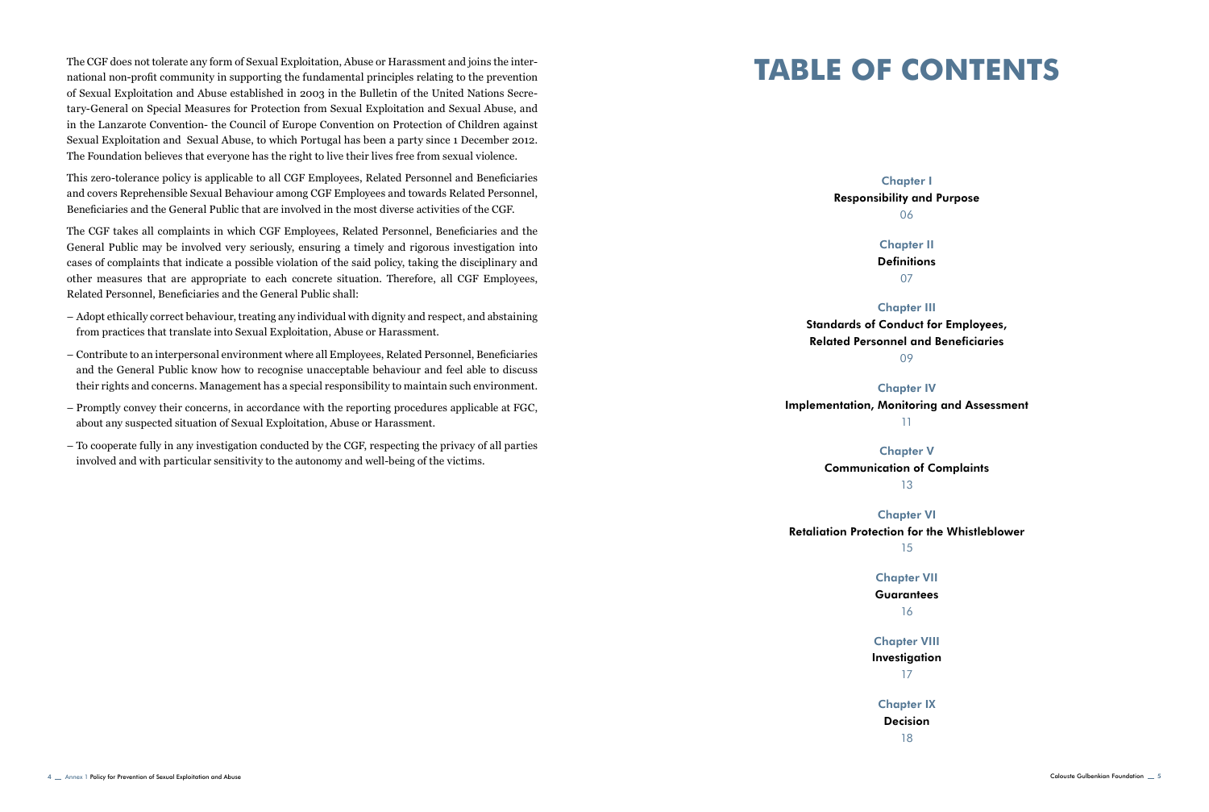The CGF does not tolerate any form of Sexual Exploitation, Abuse or Harassment and joins the international non-profit community in supporting the fundamental principles relating to the prevention of Sexual Exploitation and Abuse established in 2003 in the Bulletin of the United Nations Secretary-General on Special Measures for Protection from Sexual Exploitation and Sexual Abuse, and in the Lanzarote Convention- the Council of Europe Convention on Protection of Children against Sexual Exploitation and Sexual Abuse, to which Portugal has been a party since 1 December 2012. The Foundation believes that everyone has the right to live their lives free from sexual violence.

This zero-tolerance policy is applicable to all CGF Employees, Related Personnel and Beneficiaries and covers Reprehensible Sexual Behaviour among CGF Employees and towards Related Personnel, Beneficiaries and the General Public that are involved in the most diverse activities of the CGF.

The CGF takes all complaints in which CGF Employees, Related Personnel, Beneficiaries and the General Public may be involved very seriously, ensuring a timely and rigorous investigation into cases of complaints that indicate a possible violation of the said policy, taking the disciplinary and other measures that are appropriate to each concrete situation. Therefore, all CGF Employees, Related Personnel, Beneficiaries and the General Public shall:

– Adopt ethically correct behaviour, treating any individual with dignity and respect, and abstaining from practices that translate into Sexual Exploitation, Abuse or Harassment.

– Contribute to an interpersonal environment where all Employees, Related Personnel, Beneficiaries and the General Public know how to recognise unacceptable behaviour and feel able to discuss their rights and concerns. Management has a special responsibility to maintain such environment.

– Promptly convey their concerns, in accordance with the reporting procedures applicable at FGC, about any suspected situation of Sexual Exploitation, Abuse or Harassment.

– To cooperate fully in any investigation conducted by the CGF, respecting the privacy of all parties involved and with particular sensitivity to the autonomy and well-being of the victims.

# TABLE OF CONTENTS

**Chapter I**
Responsibility and Purpose
06

**Chapter II**
Definitions
07

**Chapter III**
Standards of Conduct for Employees, Related Personnel and Beneficiaries
09

**Chapter IV**
Implementation, Monitoring and Assessment
11

**Chapter V**
Communication of Complaints
13

**Chapter VI**
Retaliation Protection for the Whistleblower
15

**Chapter VII**
Guarantees
16

**Chapter VIII**
Investigation
17

**Chapter IX**
Decision
18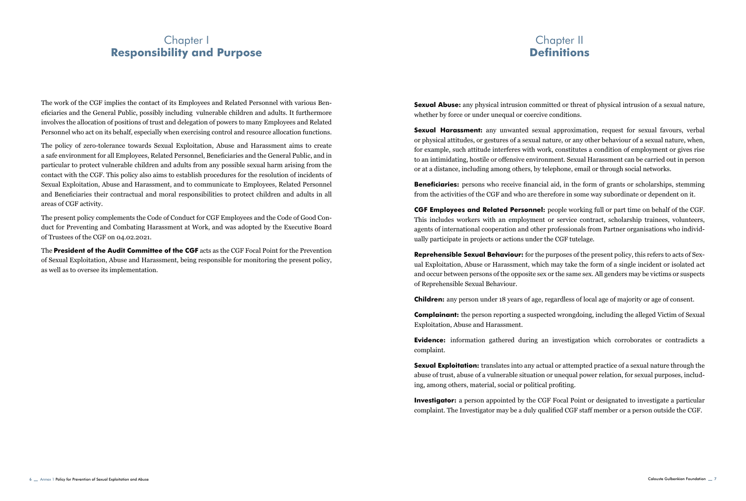# Chapter I
## Responsibility and Purpose

The work of the CGF implies the contact of its Employees and Related Personnel with various Beneficiaries and the General Public, possibly including vulnerable children and adults. It furthermore involves the allocation of positions of trust and delegation of powers to many Employees and Related Personnel who act on its behalf, especially when exercising control and resource allocation functions.

The policy of zero-tolerance towards Sexual Exploitation, Abuse and Harassment aims to create a safe environment for all Employees, Related Personnel, Beneficiaries and the General Public, and in particular to protect vulnerable children and adults from any possible sexual harm arising from the contact with the CGF. This policy also aims to establish procedures for the resolution of incidents of Sexual Exploitation, Abuse and Harassment, and to communicate to Employees, Related Personnel and Beneficiaries their contractual and moral responsibilities to protect children and adults in all areas of CGF activity.

The present policy complements the Code of Conduct for CGF Employees and the Code of Good Conduct for Preventing and Combating Harassment at Work, and was adopted by the Executive Board of Trustees of the CGF on 04.02.2021.

The **President of the Audit Committee of the CGF** acts as the CGF Focal Point for the Prevention of Sexual Exploitation, Abuse and Harassment, being responsible for monitoring the present policy, as well as to oversee its implementation.

# Chapter II
## Definitions

**Sexual Abuse:** any physical intrusion committed or threat of physical intrusion of a sexual nature, whether by force or under unequal or coercive conditions.

**Sexual Harassment:** any unwanted sexual approximation, request for sexual favours, verbal or physical attitudes, or gestures of a sexual nature, or any other behaviour of a sexual nature, when, for example, such attitude interferes with work, constitutes a condition of employment or gives rise to an intimidating, hostile or offensive environment. Sexual Harassment can be carried out in person or at a distance, including among others, by telephone, email or through social networks.

**Beneficiaries:** persons who receive financial aid, in the form of grants or scholarships, stemming from the activities of the CGF and who are therefore in some way subordinate or dependent on it.

**CGF Employees and Related Personnel:** people working full or part time on behalf of the CGF. This includes workers with an employment or service contract, scholarship trainees, volunteers, agents of international cooperation and other professionals from Partner organisations who individually participate in projects or actions under the CGF tutelage.

**Reprehensible Sexual Behaviour:** for the purposes of the present policy, this refers to acts of Sexual Exploitation, Abuse or Harassment, which may take the form of a single incident or isolated act and occur between persons of the opposite sex or the same sex. All genders may be victims or suspects of Reprehensible Sexual Behaviour.

**Children:** any person under 18 years of age, regardless of local age of majority or age of consent.

**Complainant:** the person reporting a suspected wrongdoing, including the alleged Victim of Sexual Exploitation, Abuse and Harassment.

**Evidence:** information gathered during an investigation which corroborates or contradicts a complaint.

**Sexual Exploitation:** translates into any actual or attempted practice of a sexual nature through the abuse of trust, abuse of a vulnerable situation or unequal power relation, for sexual purposes, including, among others, material, social or political profiting.

**Investigator:** a person appointed by the CGF Focal Point or designated to investigate a particular complaint. The Investigator may be a duly qualified CGF staff member or a person outside the CGF.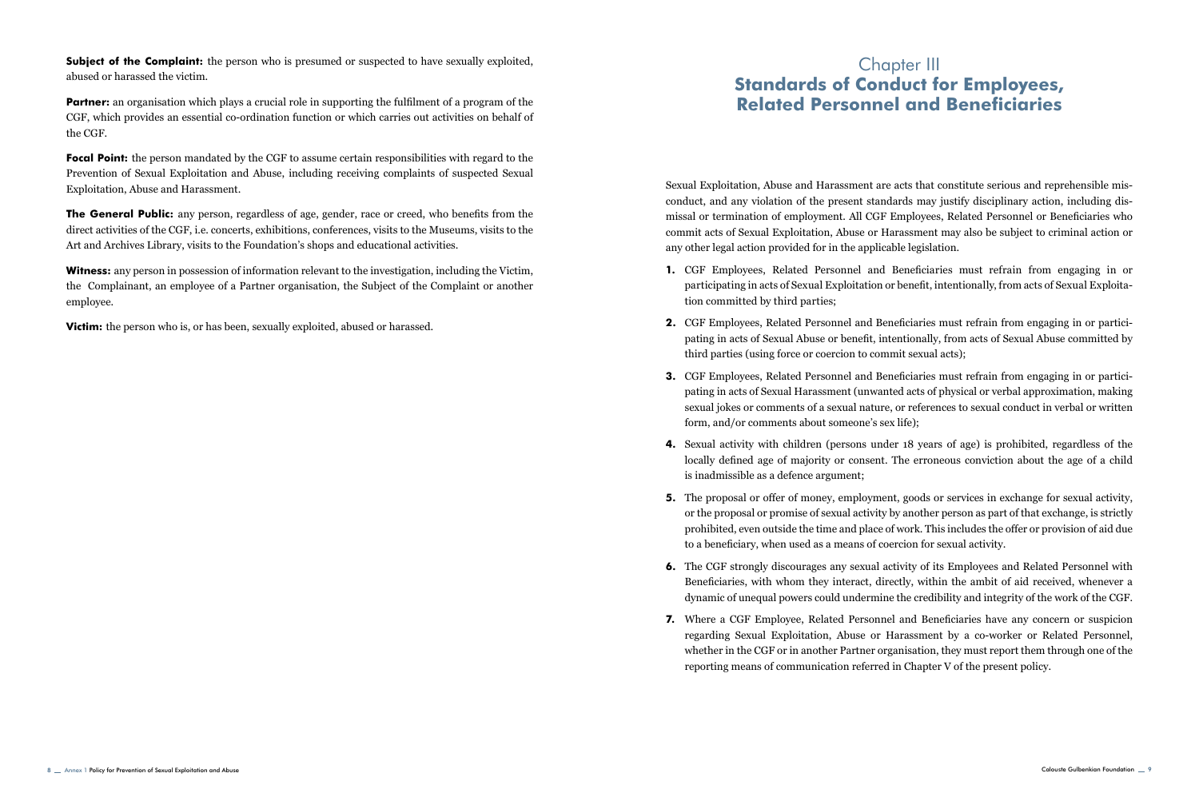**Subject of the Complaint:** the person who is presumed or suspected to have sexually exploited, abused or harassed the victim.

**Partner:** an organisation which plays a crucial role in supporting the fulfilment of a program of the CGF, which provides an essential co-ordination function or which carries out activities on behalf of the CGF.

**Focal Point:** the person mandated by the CGF to assume certain responsibilities with regard to the Prevention of Sexual Exploitation and Abuse, including receiving complaints of suspected Sexual Exploitation, Abuse and Harassment.

**The General Public:** any person, regardless of age, gender, race or creed, who benefits from the direct activities of the CGF, i.e. concerts, exhibitions, conferences, visits to the Museums, visits to the Art and Archives Library, visits to the Foundation's shops and educational activities.

**Witness:** any person in possession of information relevant to the investigation, including the Victim, the Complainant, an employee of a Partner organisation, the Subject of the Complaint or another employee.

**Victim:** the person who is, or has been, sexually exploited, abused or harassed.

# Chapter III
# Standards of Conduct for Employees, Related Personnel and Beneficiaries

Sexual Exploitation, Abuse and Harassment are acts that constitute serious and reprehensible misconduct, and any violation of the present standards may justify disciplinary action, including dismissal or termination of employment. All CGF Employees, Related Personnel or Beneficiaries who commit acts of Sexual Exploitation, Abuse or Harassment may also be subject to criminal action or any other legal action provided for in the applicable legislation.

1. CGF Employees, Related Personnel and Beneficiaries must refrain from engaging in or participating in acts of Sexual Exploitation or benefit, intentionally, from acts of Sexual Exploitation committed by third parties;
2. CGF Employees, Related Personnel and Beneficiaries must refrain from engaging in or participating in acts of Sexual Abuse or benefit, intentionally, from acts of Sexual Abuse committed by third parties (using force or coercion to commit sexual acts);
3. CGF Employees, Related Personnel and Beneficiaries must refrain from engaging in or participating in acts of Sexual Harassment (unwanted acts of physical or verbal approximation, making sexual jokes or comments of a sexual nature, or references to sexual conduct in verbal or written form, and/or comments about someone's sex life);
4. Sexual activity with children (persons under 18 years of age) is prohibited, regardless of the locally defined age of majority or consent. The erroneous conviction about the age of a child is inadmissible as a defence argument;
5. The proposal or offer of money, employment, goods or services in exchange for sexual activity, or the proposal or promise of sexual activity by another person as part of that exchange, is strictly prohibited, even outside the time and place of work. This includes the offer or provision of aid due to a beneficiary, when used as a means of coercion for sexual activity.
6. The CGF strongly discourages any sexual activity of its Employees and Related Personnel with Beneficiaries, with whom they interact, directly, within the ambit of aid received, whenever a dynamic of unequal powers could undermine the credibility and integrity of the work of the CGF.
7. Where a CGF Employee, Related Personnel and Beneficiaries have any concern or suspicion regarding Sexual Exploitation, Abuse or Harassment by a co-worker or Related Personnel, whether in the CGF or in another Partner organisation, they must report them through one of the reporting means of communication referred in Chapter V of the present policy.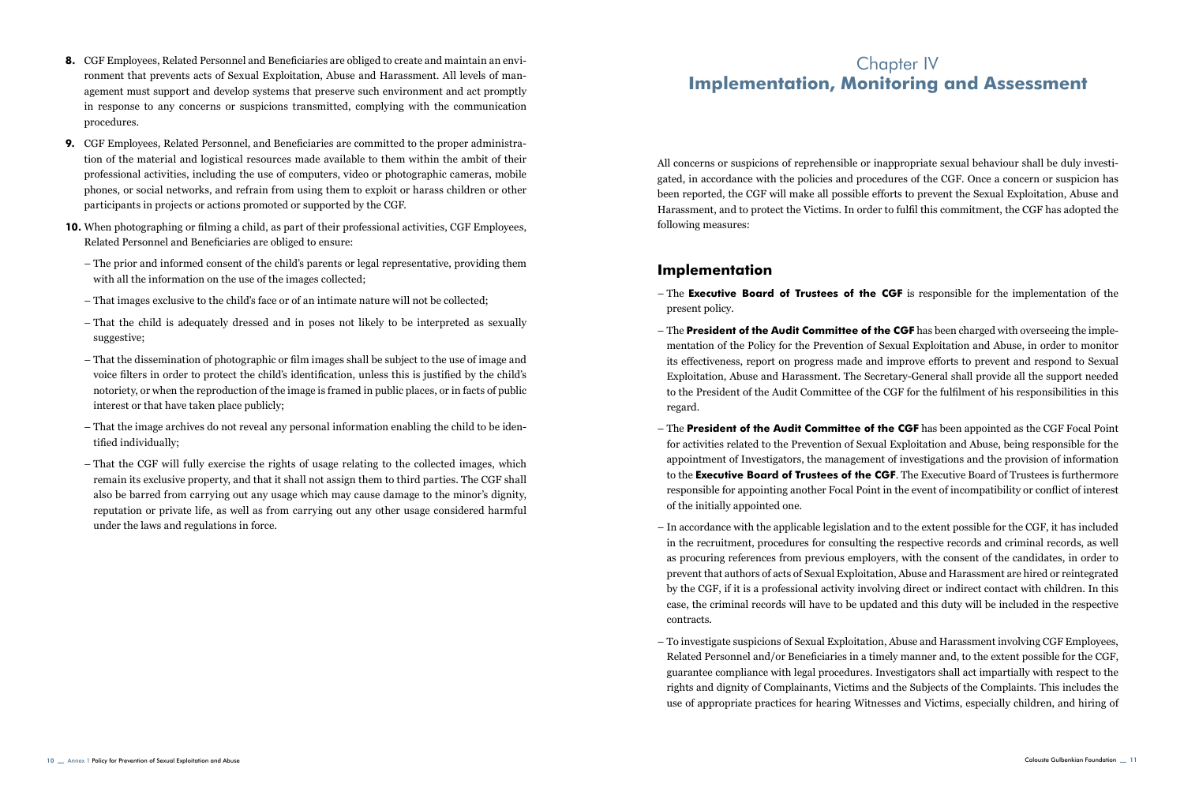8. CGF Employees, Related Personnel and Beneficiaries are obliged to create and maintain an environment that prevents acts of Sexual Exploitation, Abuse and Harassment. All levels of management must support and develop systems that preserve such environment and act promptly in response to any concerns or suspicions transmitted, complying with the communication procedures.

9. CGF Employees, Related Personnel, and Beneficiaries are committed to the proper administration of the material and logistical resources made available to them within the ambit of their professional activities, including the use of computers, video or photographic cameras, mobile phones, or social networks, and refrain from using them to exploit or harass children or other participants in projects or actions promoted or supported by the CGF.

10. When photographing or filming a child, as part of their professional activities, CGF Employees, Related Personnel and Beneficiaries are obliged to ensure:

   – The prior and informed consent of the child's parents or legal representative, providing them with all the information on the use of the images collected;

   – That images exclusive to the child's face or of an intimate nature will not be collected;

   – That the child is adequately dressed and in poses not likely to be interpreted as sexually suggestive;

   – That the dissemination of photographic or film images shall be subject to the use of image and voice filters in order to protect the child's identification, unless this is justified by the child's notoriety, or when the reproduction of the image is framed in public places, or in facts of public interest or that have taken place publicly;

   – That the image archives do not reveal any personal information enabling the child to be identified individually;

   – That the CGF will fully exercise the rights of usage relating to the collected images, which remain its exclusive property, and that it shall not assign them to third parties. The CGF shall also be barred from carrying out any usage which may cause damage to the minor's dignity, reputation or private life, as well as from carrying out any other usage considered harmful under the laws and regulations in force.

# Chapter IV
# Implementation, Monitoring and Assessment

All concerns or suspicions of reprehensible or inappropriate sexual behaviour shall be duly investigated, in accordance with the policies and procedures of the CGF. Once a concern or suspicion has been reported, the CGF will make all possible efforts to prevent the Sexual Exploitation, Abuse and Harassment, and to protect the Victims. In order to fulfil this commitment, the CGF has adopted the following measures:

## Implementation

– The **Executive Board of Trustees of the CGF** is responsible for the implementation of the present policy.

– The **President of the Audit Committee of the CGF** has been charged with overseeing the implementation of the Policy for the Prevention of Sexual Exploitation and Abuse, in order to monitor its effectiveness, report on progress made and improve efforts to prevent and respond to Sexual Exploitation, Abuse and Harassment. The Secretary-General shall provide all the support needed to the President of the Audit Committee of the CGF for the fulfilment of his responsibilities in this regard.

– The **President of the Audit Committee of the CGF** has been appointed as the CGF Focal Point for activities related to the Prevention of Sexual Exploitation and Abuse, being responsible for the appointment of Investigators, the management of investigations and the provision of information to the **Executive Board of Trustees of the CGF**. The Executive Board of Trustees is furthermore responsible for appointing another Focal Point in the event of incompatibility or conflict of interest of the initially appointed one.

– In accordance with the applicable legislation and to the extent possible for the CGF, it has included in the recruitment, procedures for consulting the respective records and criminal records, as well as procuring references from previous employers, with the consent of the candidates, in order to prevent that authors of acts of Sexual Exploitation, Abuse and Harassment are hired or reintegrated by the CGF, if it is a professional activity involving direct or indirect contact with children. In this case, the criminal records will have to be updated and this duty will be included in the respective contracts.

– To investigate suspicions of Sexual Exploitation, Abuse and Harassment involving CGF Employees, Related Personnel and/or Beneficiaries in a timely manner and, to the extent possible for the CGF, guarantee compliance with legal procedures. Investigators shall act impartially with respect to the rights and dignity of Complainants, Victims and the Subjects of the Complaints. This includes the use of appropriate practices for hearing Witnesses and Victims, especially children, and hiring of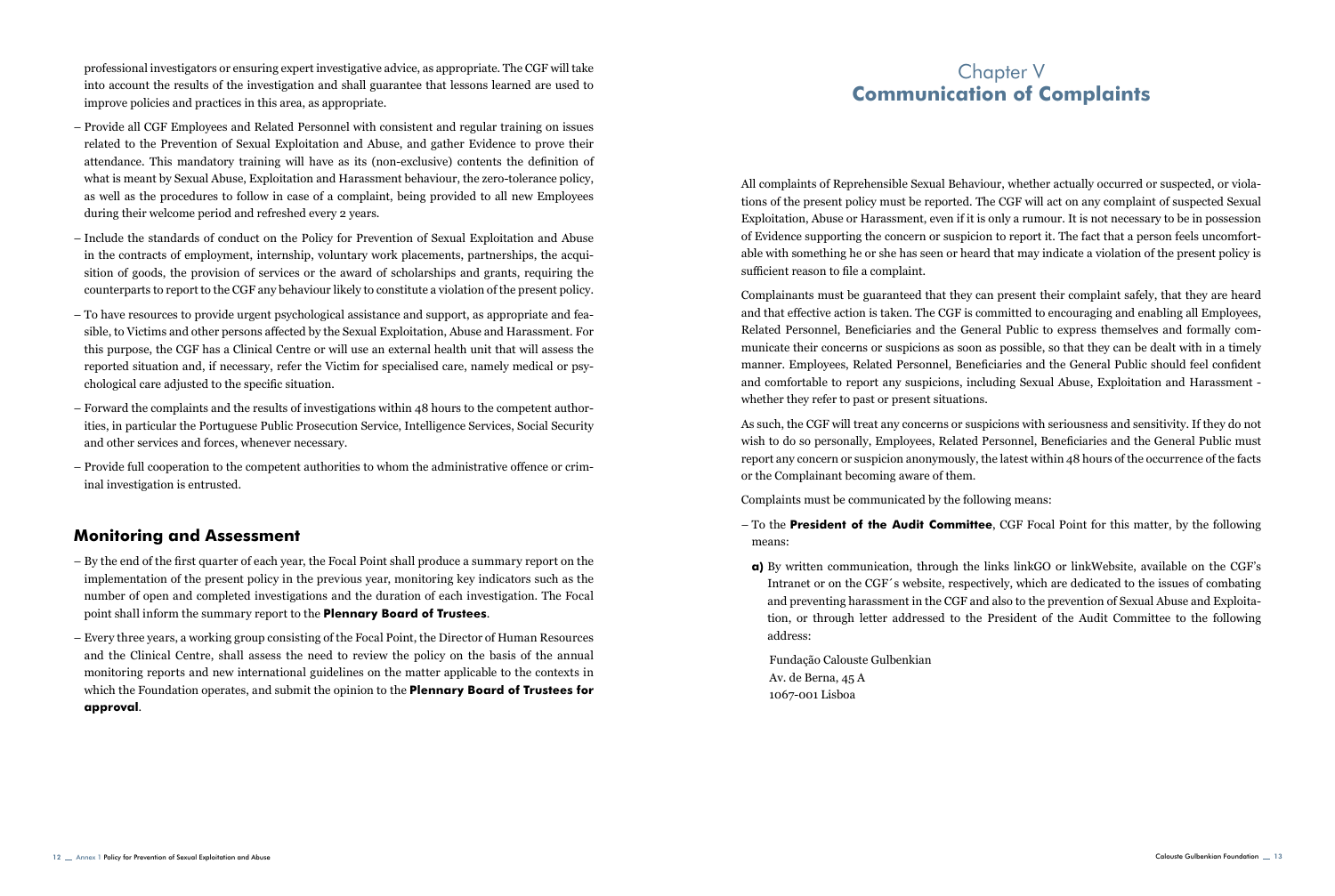professional investigators or ensuring expert investigative advice, as appropriate. The CGF will take into account the results of the investigation and shall guarantee that lessons learned are used to improve policies and practices in this area, as appropriate.

– Provide all CGF Employees and Related Personnel with consistent and regular training on issues related to the Prevention of Sexual Exploitation and Abuse, and gather Evidence to prove their attendance. This mandatory training will have as its (non-exclusive) contents the definition of what is meant by Sexual Abuse, Exploitation and Harassment behaviour, the zero-tolerance policy, as well as the procedures to follow in case of a complaint, being provided to all new Employees during their welcome period and refreshed every 2 years.

– Include the standards of conduct on the Policy for Prevention of Sexual Exploitation and Abuse in the contracts of employment, internship, voluntary work placements, partnerships, the acquisition of goods, the provision of services or the award of scholarships and grants, requiring the counterparts to report to the CGF any behaviour likely to constitute a violation of the present policy.

– To have resources to provide urgent psychological assistance and support, as appropriate and feasible, to Victims and other persons affected by the Sexual Exploitation, Abuse and Harassment. For this purpose, the CGF has a Clinical Centre or will use an external health unit that will assess the reported situation and, if necessary, refer the Victim for specialised care, namely medical or psychological care adjusted to the specific situation.

– Forward the complaints and the results of investigations within 48 hours to the competent authorities, in particular the Portuguese Public Prosecution Service, Intelligence Services, Social Security and other services and forces, whenever necessary.

– Provide full cooperation to the competent authorities to whom the administrative offence or criminal investigation is entrusted.

## Monitoring and Assessment

– By the end of the first quarter of each year, the Focal Point shall produce a summary report on the implementation of the present policy in the previous year, monitoring key indicators such as the number of open and completed investigations and the duration of each investigation. The Focal point shall inform the summary report to the **Plennary Board of Trustees**.

– Every three years, a working group consisting of the Focal Point, the Director of Human Resources and the Clinical Centre, shall assess the need to review the policy on the basis of the annual monitoring reports and new international guidelines on the matter applicable to the contexts in which the Foundation operates, and submit the opinion to the **Plennary Board of Trustees for approval**.

# Chapter V
# Communication of Complaints

All complaints of Reprehensible Sexual Behaviour, whether actually occurred or suspected, or violations of the present policy must be reported. The CGF will act on any complaint of suspected Sexual Exploitation, Abuse or Harassment, even if it is only a rumour. It is not necessary to be in possession of Evidence supporting the concern or suspicion to report it. The fact that a person feels uncomfortable with something he or she has seen or heard that may indicate a violation of the present policy is sufficient reason to file a complaint.

Complainants must be guaranteed that they can present their complaint safely, that they are heard and that effective action is taken. The CGF is committed to encouraging and enabling all Employees, Related Personnel, Beneficiaries and the General Public to express themselves and formally communicate their concerns or suspicions as soon as possible, so that they can be dealt with in a timely manner. Employees, Related Personnel, Beneficiaries and the General Public should feel confident and comfortable to report any suspicions, including Sexual Abuse, Exploitation and Harassment - whether they refer to past or present situations.

As such, the CGF will treat any concerns or suspicions with seriousness and sensitivity. If they do not wish to do so personally, Employees, Related Personnel, Beneficiaries and the General Public must report any concern or suspicion anonymously, the latest within 48 hours of the occurrence of the facts or the Complainant becoming aware of them.

Complaints must be communicated by the following means:

– To the **President of the Audit Committee**, CGF Focal Point for this matter, by the following means:

  **a)** By written communication, through the links linkGO or linkWebsite, available on the CGF's Intranet or on the CGF´s website, respectively, which are dedicated to the issues of combating and preventing harassment in the CGF and also to the prevention of Sexual Abuse and Exploitation, or through letter addressed to the President of the Audit Committee to the following address:

  Fundação Calouste Gulbenkian
  Av. de Berna, 45 A
  1067-001 Lisboa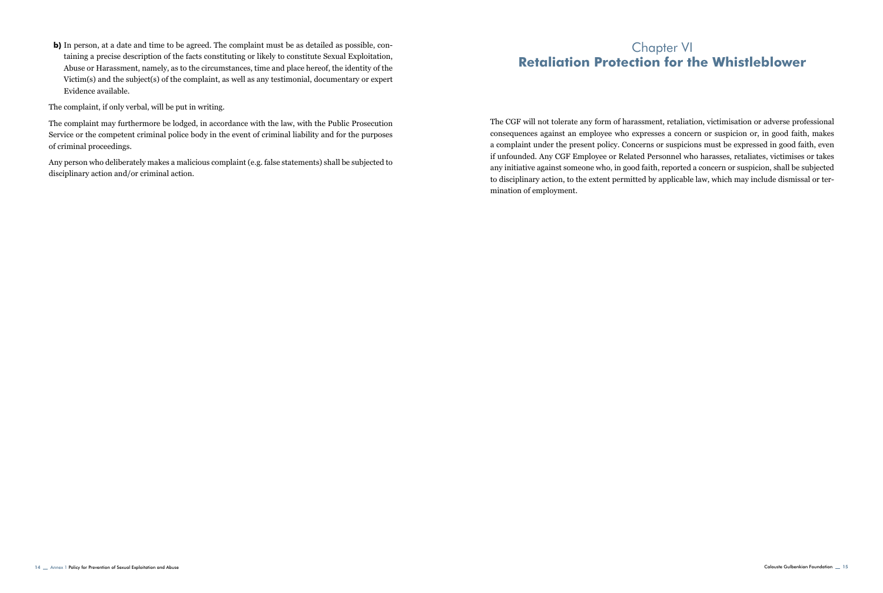**b)** In person, at a date and time to be agreed. The complaint must be as detailed as possible, containing a precise description of the facts constituting or likely to constitute Sexual Exploitation, Abuse or Harassment, namely, as to the circumstances, time and place hereof, the identity of the Victim(s) and the subject(s) of the complaint, as well as any testimonial, documentary or expert Evidence available.

The complaint, if only verbal, will be put in writing.

The complaint may furthermore be lodged, in accordance with the law, with the Public Prosecution Service or the competent criminal police body in the event of criminal liability and for the purposes of criminal proceedings.

Any person who deliberately makes a malicious complaint (e.g. false statements) shall be subjected to disciplinary action and/or criminal action.

# Chapter VI
# **Retaliation Protection for the Whistleblower**

The CGF will not tolerate any form of harassment, retaliation, victimisation or adverse professional consequences against an employee who expresses a concern or suspicion or, in good faith, makes a complaint under the present policy. Concerns or suspicions must be expressed in good faith, even if unfounded. Any CGF Employee or Related Personnel who harasses, retaliates, victimises or takes any initiative against someone who, in good faith, reported a concern or suspicion, shall be subjected to disciplinary action, to the extent permitted by applicable law, which may include dismissal or termination of employment.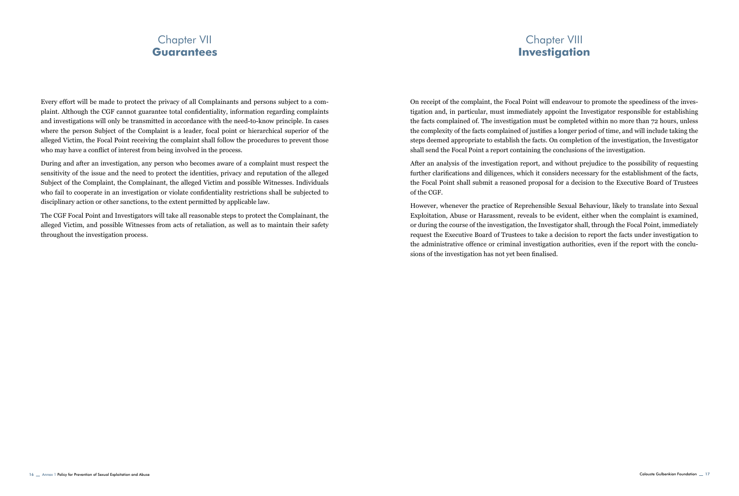# Chapter VII
## Guarantees

Every effort will be made to protect the privacy of all Complainants and persons subject to a complaint. Although the CGF cannot guarantee total confidentiality, information regarding complaints and investigations will only be transmitted in accordance with the need-to-know principle. In cases where the person Subject of the Complaint is a leader, focal point or hierarchical superior of the alleged Victim, the Focal Point receiving the complaint shall follow the procedures to prevent those who may have a conflict of interest from being involved in the process.

During and after an investigation, any person who becomes aware of a complaint must respect the sensitivity of the issue and the need to protect the identities, privacy and reputation of the alleged Subject of the Complaint, the Complainant, the alleged Victim and possible Witnesses. Individuals who fail to cooperate in an investigation or violate confidentiality restrictions shall be subjected to disciplinary action or other sanctions, to the extent permitted by applicable law.

The CGF Focal Point and Investigators will take all reasonable steps to protect the Complainant, the alleged Victim, and possible Witnesses from acts of retaliation, as well as to maintain their safety throughout the investigation process.

# Chapter VIII
## Investigation

On receipt of the complaint, the Focal Point will endeavour to promote the speediness of the investigation and, in particular, must immediately appoint the Investigator responsible for establishing the facts complained of. The investigation must be completed within no more than 72 hours, unless the complexity of the facts complained of justifies a longer period of time, and will include taking the steps deemed appropriate to establish the facts. On completion of the investigation, the Investigator shall send the Focal Point a report containing the conclusions of the investigation.

After an analysis of the investigation report, and without prejudice to the possibility of requesting further clarifications and diligences, which it considers necessary for the establishment of the facts, the Focal Point shall submit a reasoned proposal for a decision to the Executive Board of Trustees of the CGF.

However, whenever the practice of Reprehensible Sexual Behaviour, likely to translate into Sexual Exploitation, Abuse or Harassment, reveals to be evident, either when the complaint is examined, or during the course of the investigation, the Investigator shall, through the Focal Point, immediately request the Executive Board of Trustees to take a decision to report the facts under investigation to the administrative offence or criminal investigation authorities, even if the report with the conclusions of the investigation has not yet been finalised.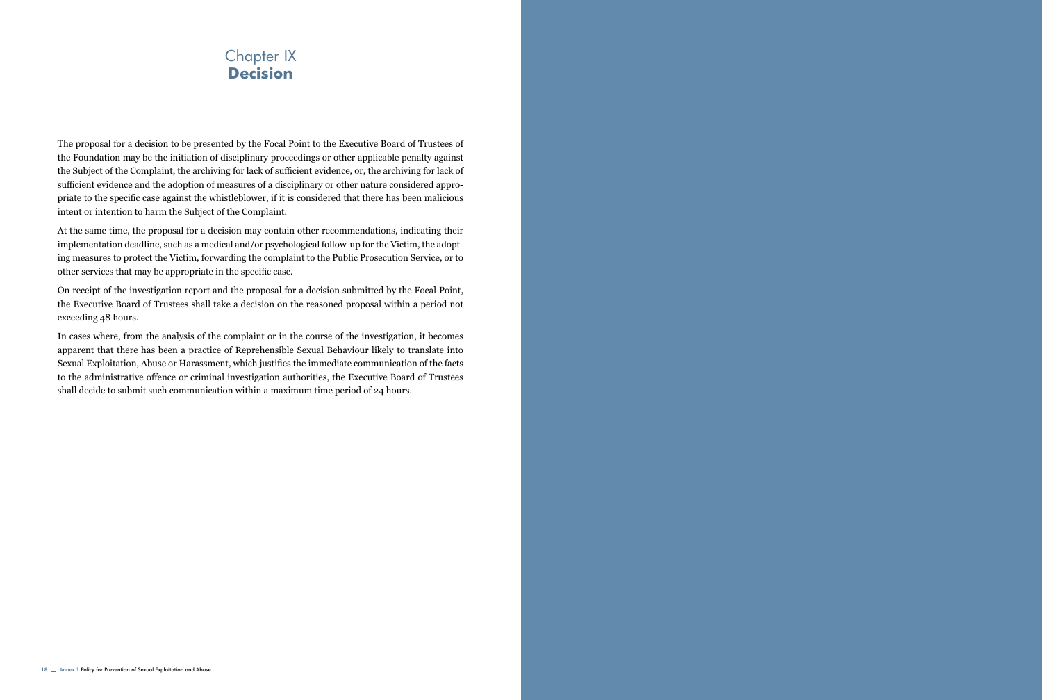# Chapter IX
# **Decision**

The proposal for a decision to be presented by the Focal Point to the Executive Board of Trustees of the Foundation may be the initiation of disciplinary proceedings or other applicable penalty against the Subject of the Complaint, the archiving for lack of sufficient evidence, or, the archiving for lack of sufficient evidence and the adoption of measures of a disciplinary or other nature considered appropriate to the specific case against the whistleblower, if it is considered that there has been malicious intent or intention to harm the Subject of the Complaint.

At the same time, the proposal for a decision may contain other recommendations, indicating their implementation deadline, such as a medical and/or psychological follow-up for the Victim, the adopting measures to protect the Victim, forwarding the complaint to the Public Prosecution Service, or to other services that may be appropriate in the specific case.

On receipt of the investigation report and the proposal for a decision submitted by the Focal Point, the Executive Board of Trustees shall take a decision on the reasoned proposal within a period not exceeding 48 hours.

In cases where, from the analysis of the complaint or in the course of the investigation, it becomes apparent that there has been a practice of Reprehensible Sexual Behaviour likely to translate into Sexual Exploitation, Abuse or Harassment, which justifies the immediate communication of the facts to the administrative offence or criminal investigation authorities, the Executive Board of Trustees shall decide to submit such communication within a maximum time period of 24 hours.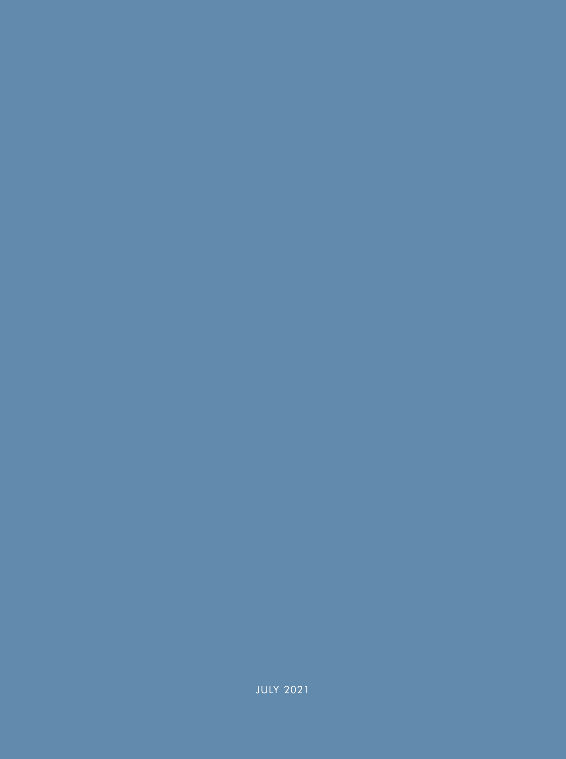JULY 2021